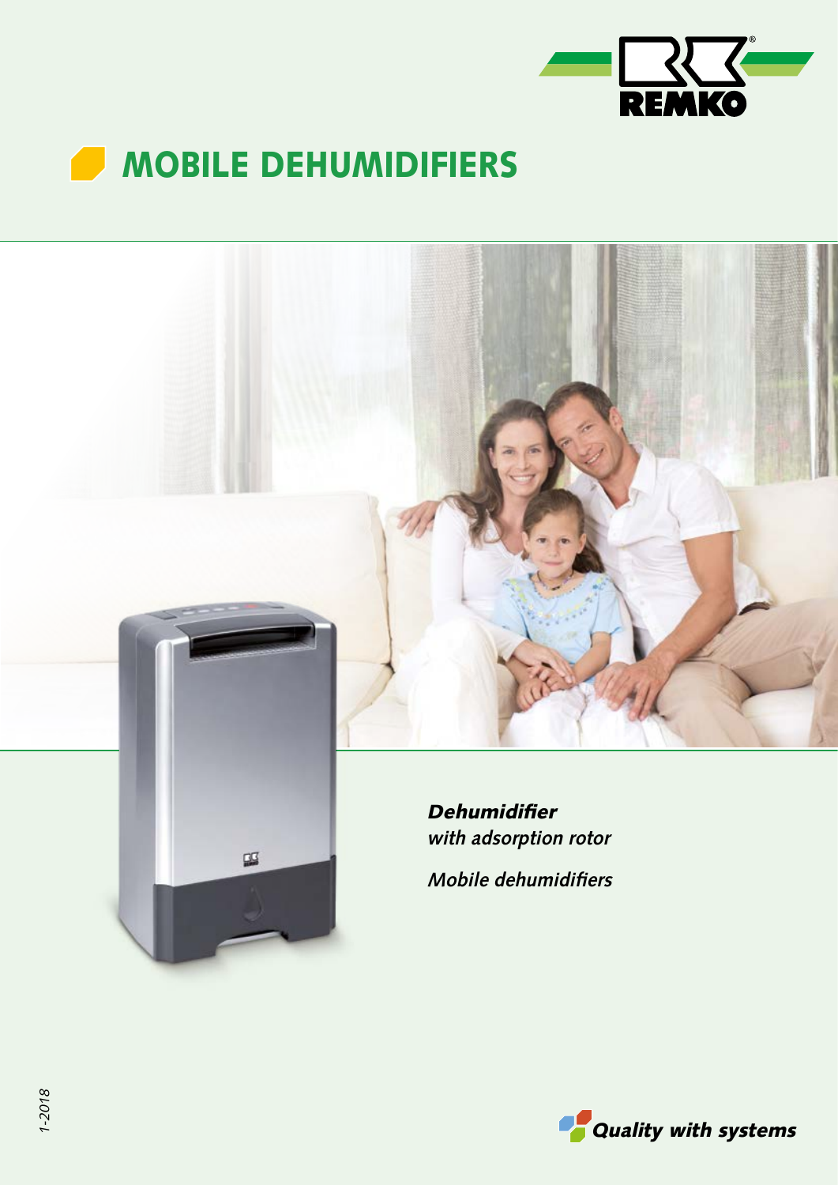REMKO

# MOBILE DEHUMIDIFIERS

***Dehumidifier***
*with adsorption rotor*

*Mobile dehumidifiers*

1-2018

*Quality with systems*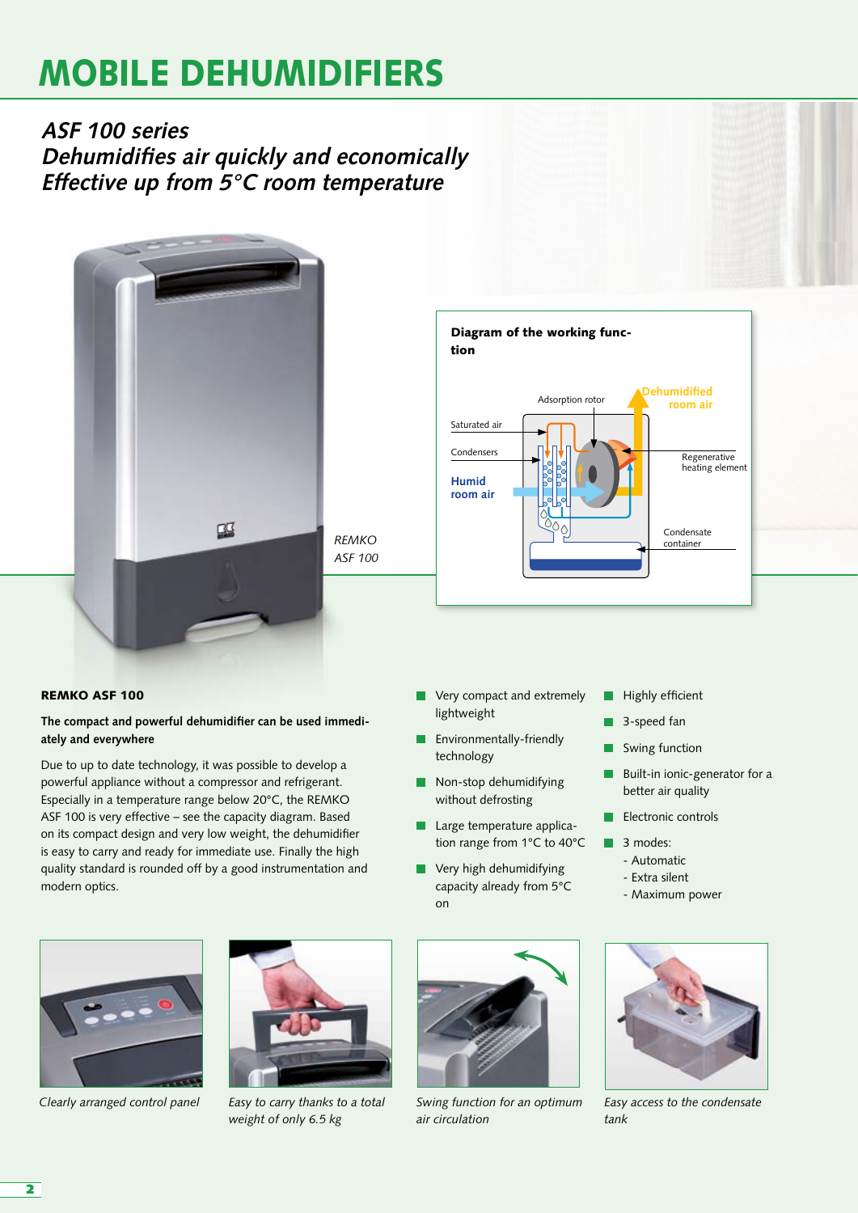# MOBILE DEHUMIDIFIERS

## *ASF 100 series*
## *Dehumidifies air quickly and economically*
## *Effective up from 5°C room temperature*

*REMKO ASF 100*

**Diagram of the working function**

Adsorption rotor

Dehumidified room air

Saturated air

Condensers

Humid room air

Regenerative heating element

Condensate container

### REMKO ASF 100

**The compact and powerful dehumidifier can be used immediately and everywhere**

Due to up to date technology, it was possible to develop a powerful appliance without a compressor and refrigerant. Especially in a temperature range below 20°C, the REMKO ASF 100 is very effective – see the capacity diagram. Based on its compact design and very low weight, the dehumidifier is easy to carry and ready for immediate use. Finally the high quality standard is rounded off by a good instrumentation and modern optics.

- Very compact and extremely lightweight
- Environmentally-friendly technology
- Non-stop dehumidifying without defrosting
- Large temperature application range from 1°C to 40°C
- Very high dehumidifying capacity already from 5°C on
- Highly efficient
- 3-speed fan
- Swing function
- Built-in ionic-generator for a better air quality
- Electronic controls
- 3 modes:
  - Automatic
  - Extra silent
  - Maximum power

*Clearly arranged control panel*

*Easy to carry thanks to a total weight of only 6.5 kg*

*Swing function for an optimum air circulation*

*Easy access to the condensate tank*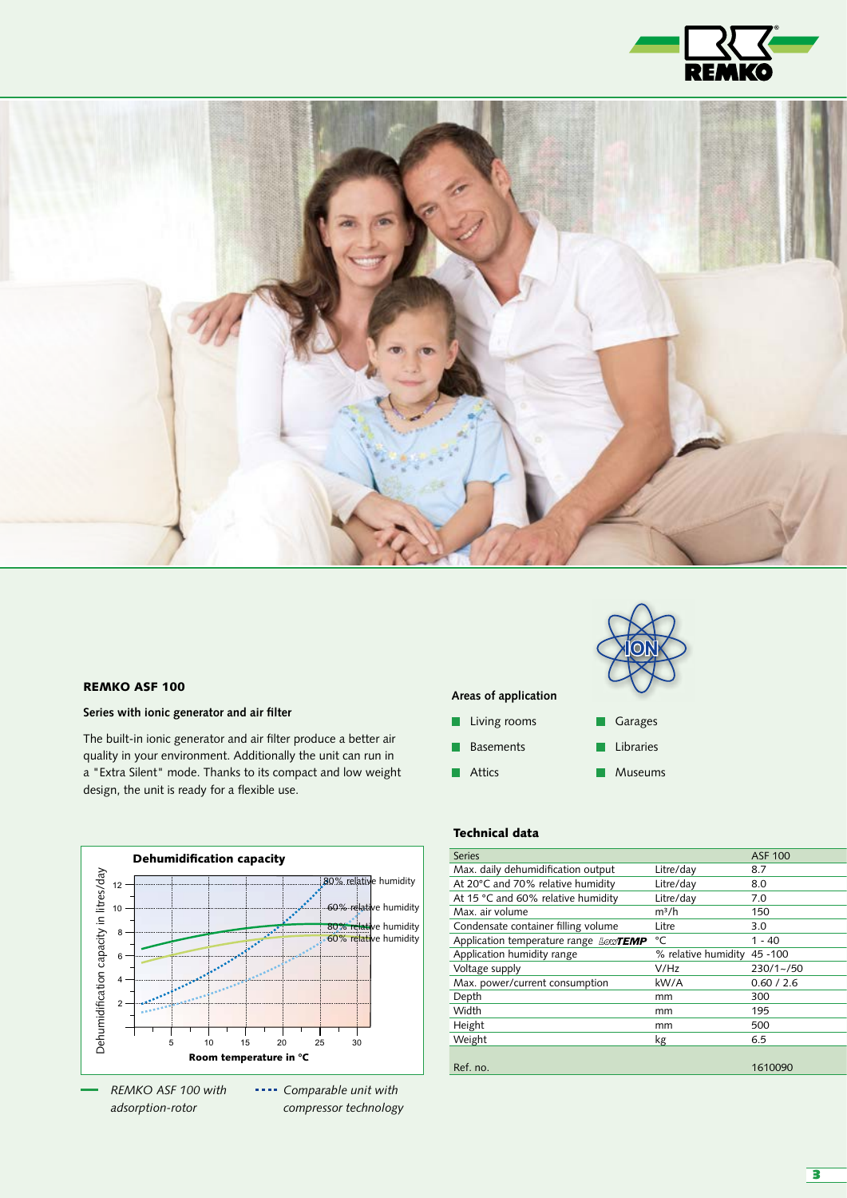## REMKO ASF 100

### Series with ionic generator and air filter

The built-in ionic generator and air filter produce a better air quality in your environment. Additionally the unit can run in a "Extra Silent" mode. Thanks to its compact and low weight design, the unit is ready for a flexible use.

### Areas of application

- Living rooms
- Basements
- Attics
- Garages
- Libraries
- Museums

**Dehumidification capacity**

Dehumidification capacity in litres/day vs. Room temperature in °C

80% relative humidity
60% relative humidity
80% relative humidity
60% relative humidity

— *REMKO ASF 100 with adsorption-rotor*

···· *Comparable unit with compressor technology*

### Technical data

| Series | | ASF 100 |
|---|---|---|
| Max. daily dehumidification output | Litre/day | 8.7 |
| At 20°C and 70% relative humidity | Litre/day | 8.0 |
| At 15 °C and 60% relative humidity | Litre/day | 7.0 |
| Max. air volume | m³/h | 150 |
| Condensate container filling volume | Litre | 3.0 |
| Application temperature range LowTEMP | °C | 1 - 40 |
| Application humidity range | % relative humidity | 45 -100 |
| Voltage supply | V/Hz | 230/1~/50 |
| Max. power/current consumption | kW/A | 0.60 / 2.6 |
| Depth | mm | 300 |
| Width | mm | 195 |
| Height | mm | 500 |
| Weight | kg | 6.5 |
| Ref. no. | | 1610090 |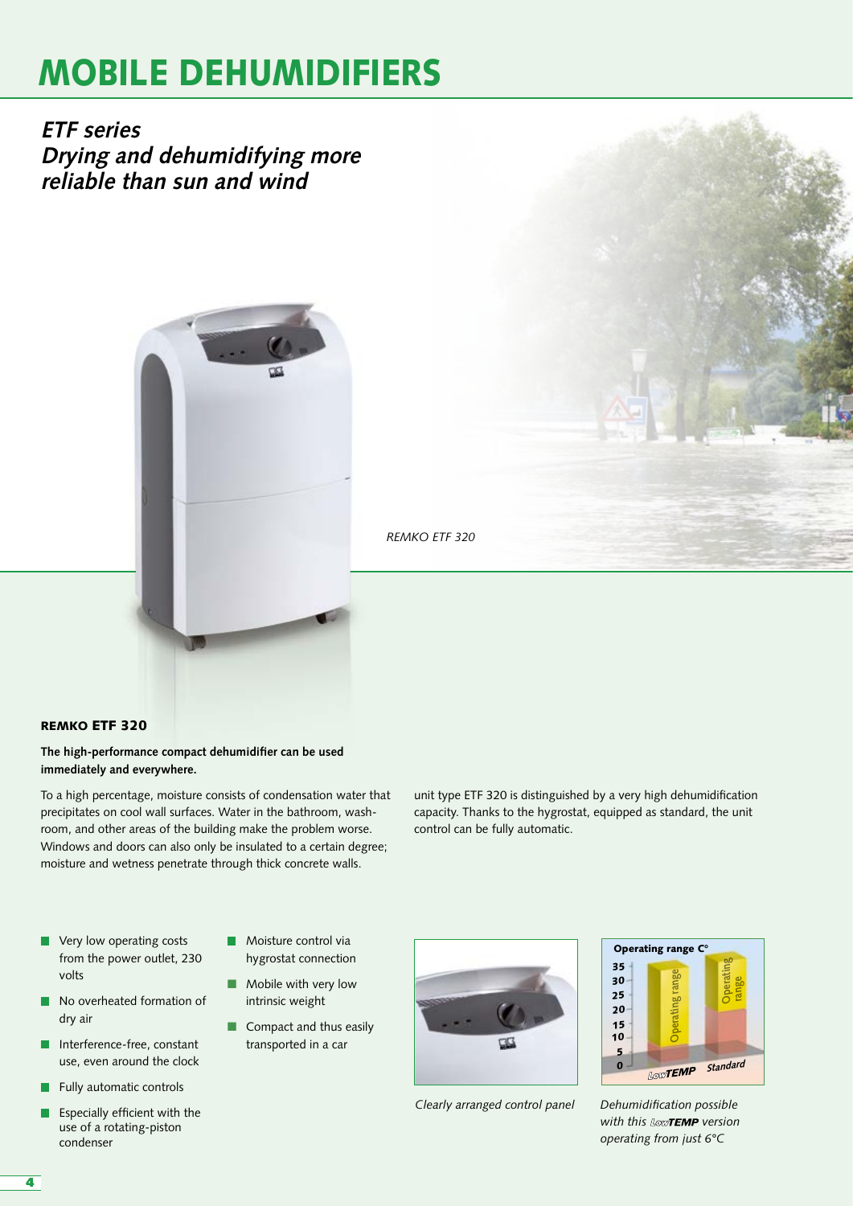# MOBILE DEHUMIDIFIERS

## *ETF series*
## *Drying and dehumidifying more reliable than sun and wind*

*REMKO ETF 320*

### REMKO ETF 320

**The high-performance compact dehumidifier can be used immediately and everywhere.**

To a high percentage, moisture consists of condensation water that precipitates on cool wall surfaces. Water in the bathroom, washroom, and other areas of the building make the problem worse. Windows and doors can also only be insulated to a certain degree; moisture and wetness penetrate through thick concrete walls.

unit type ETF 320 is distinguished by a very high dehumidification capacity. Thanks to the hygrostat, equipped as standard, the unit control can be fully automatic.

- Very low operating costs from the power outlet, 230 volts
- No overheated formation of dry air
- Interference-free, constant use, even around the clock
- Fully automatic controls
- Especially efficient with the use of a rotating-piston condenser
- Moisture control via hygrostat connection
- Mobile with very low intrinsic weight
- Compact and thus easily transported in a car

*Clearly arranged control panel*

*Dehumidification possible with this LowTEMP version operating from just 6°C*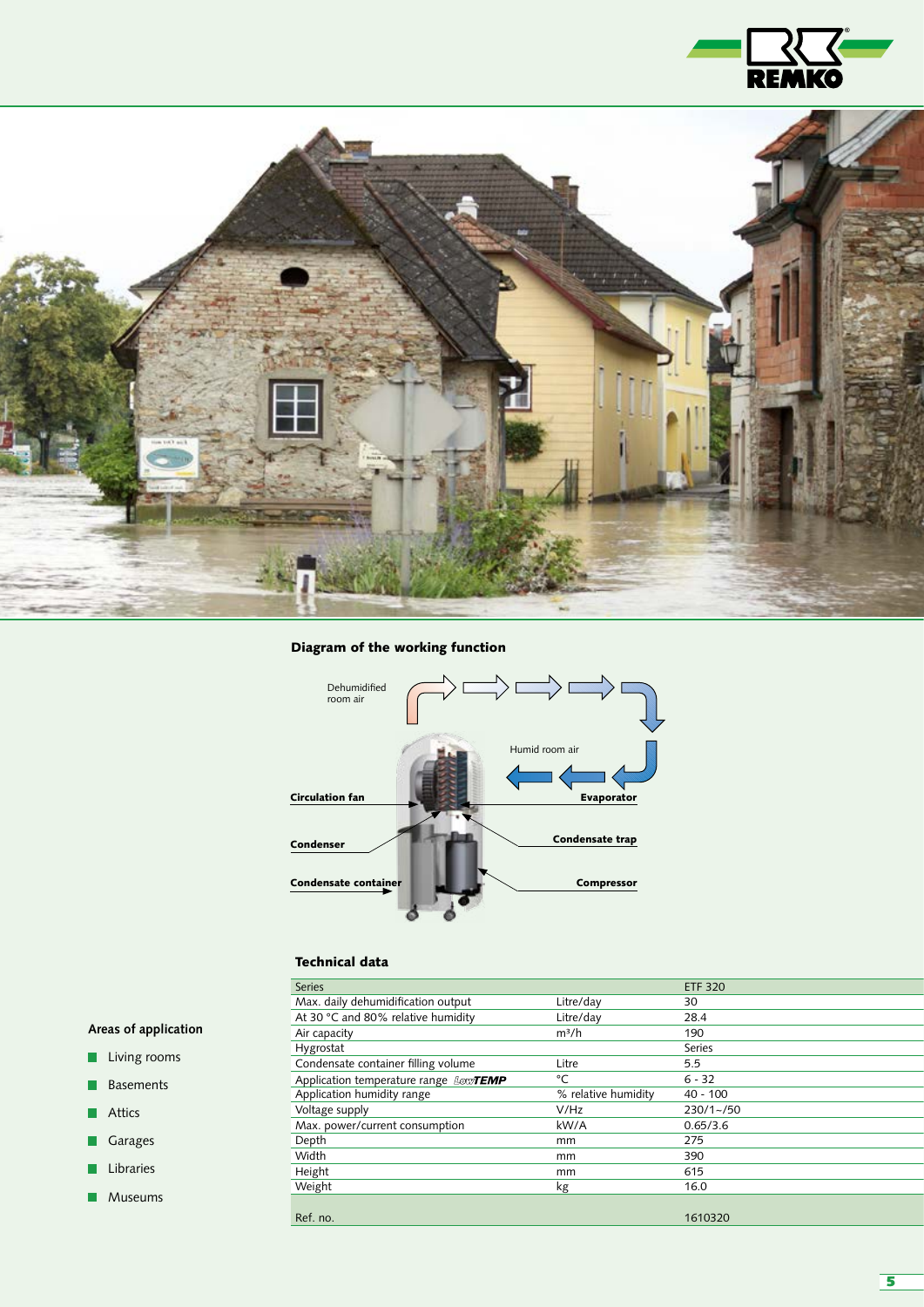## Diagram of the working function

Dehumidified room air

Humid room air

**Circulation fan**

**Evaporator**

**Condenser**

**Condensate trap**

**Condensate container**

**Compressor**

## Technical data

| Series | | ETF 320 |
|---|---|---|
| Max. daily dehumidification output | Litre/day | 30 |
| At 30 °C and 80% relative humidity | Litre/day | 28.4 |
| Air capacity | m³/h | 190 |
| Hygrostat | | Series |
| Condensate container filling volume | Litre | 5.5 |
| Application temperature range *LowTEMP* | °C | 6 - 32 |
| Application humidity range | % relative humidity | 40 - 100 |
| Voltage supply | V/Hz | 230/1~/50 |
| Max. power/current consumption | kW/A | 0.65/3.6 |
| Depth | mm | 275 |
| Width | mm | 390 |
| Height | mm | 615 |
| Weight | kg | 16.0 |
| Ref. no. | | 1610320 |

### Areas of application

- Living rooms
- Basements
- Attics
- Garages
- Libraries
- Museums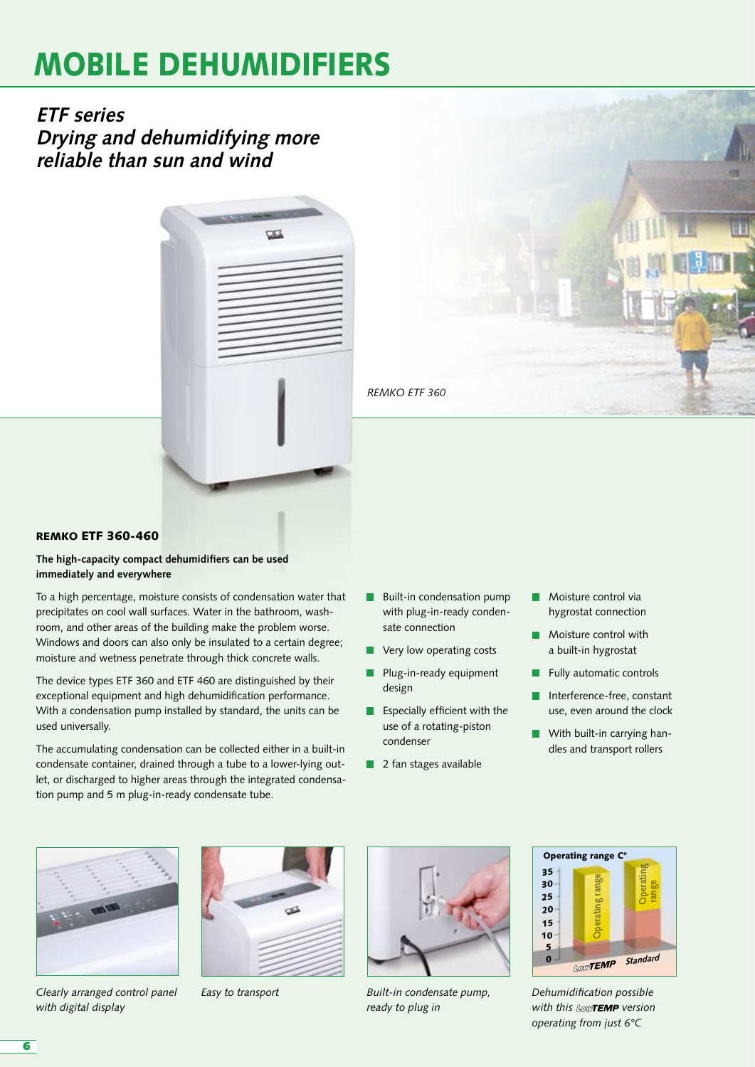# MOBILE DEHUMIDIFIERS

## *ETF series*
## *Drying and dehumidifying more reliable than sun and wind*

*REMKO ETF 360*

### REMKO ETF 360-460

**The high-capacity compact dehumidifiers can be used immediately and everywhere**

To a high percentage, moisture consists of condensation water that precipitates on cool wall surfaces. Water in the bathroom, washroom, and other areas of the building make the problem worse. Windows and doors can also only be insulated to a certain degree; moisture and wetness penetrate through thick concrete walls.

The device types ETF 360 and ETF 460 are distinguished by their exceptional equipment and high dehumidification performance. With a condensation pump installed by standard, the units can be used universally.

The accumulating condensation can be collected either in a built-in condensate container, drained through a tube to a lower-lying outlet, or discharged to higher areas through the integrated condensation pump and 5 m plug-in-ready condensate tube.

- Built-in condensation pump with plug-in-ready condensate connection
- Very low operating costs
- Plug-in-ready equipment design
- Especially efficient with the use of a rotating-piston condenser
- 2 fan stages available
- Moisture control via hygrostat connection
- Moisture control with a built-in hygrostat
- Fully automatic controls
- Interference-free, constant use, even around the clock
- With built-in carrying handles and transport rollers

*Clearly arranged control panel with digital display*

*Easy to transport*

*Built-in condensate pump, ready to plug in*

Operating range C°

*Dehumidification possible with this LowTEMP version operating from just 6°C*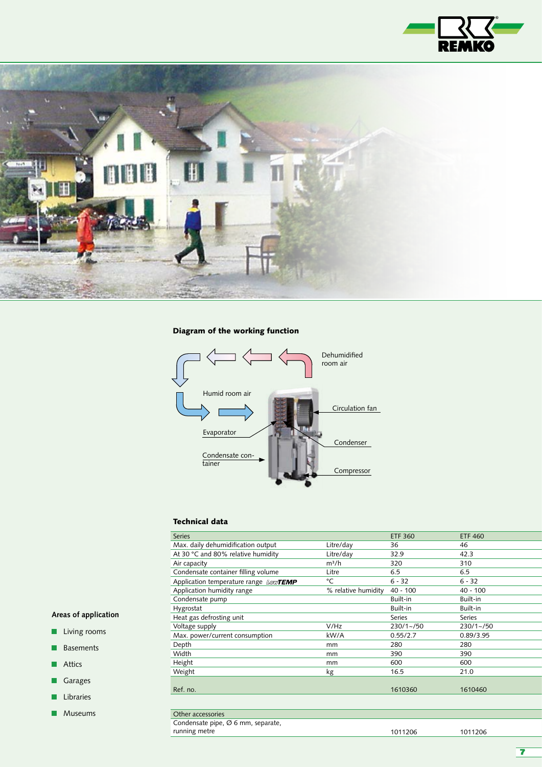## Diagram of the working function

Dehumidified room air

Humid room air

Circulation fan

Evaporator

Condenser

Condensate container

Compressor

## Technical data

| Series | | ETF 360 | ETF 460 |
|---|---|---|---|
| Max. daily dehumidification output | Litre/day | 36 | 46 |
| At 30 °C and 80% relative humidity | Litre/day | 32.9 | 42.3 |
| Air capacity | m³/h | 320 | 310 |
| Condensate container filling volume | Litre | 6.5 | 6.5 |
| Application temperature range *LowTEMP* | °C | 6 - 32 | 6 - 32 |
| Application humidity range | % relative humidity | 40 - 100 | 40 - 100 |
| Condensate pump | | Built-in | Built-in |
| Hygrostat | | Built-in | Built-in |
| Heat gas defrosting unit | | Series | Series |
| Voltage supply | V/Hz | 230/1~/50 | 230/1~/50 |
| Max. power/current consumption | kW/A | 0.55/2.7 | 0.89/3.95 |
| Depth | mm | 280 | 280 |
| Width | mm | 390 | 390 |
| Height | mm | 600 | 600 |
| Weight | kg | 16.5 | 21.0 |
| Ref. no. | | 1610360 | 1610460 |

| Other accessories | | | |
|---|---|---|---|
| Condensate pipe, Ø 6 mm, separate, running metre | | 1011206 | 1011206 |

### Areas of application

- Living rooms
- Basements
- Attics
- Garages
- Libraries
- Museums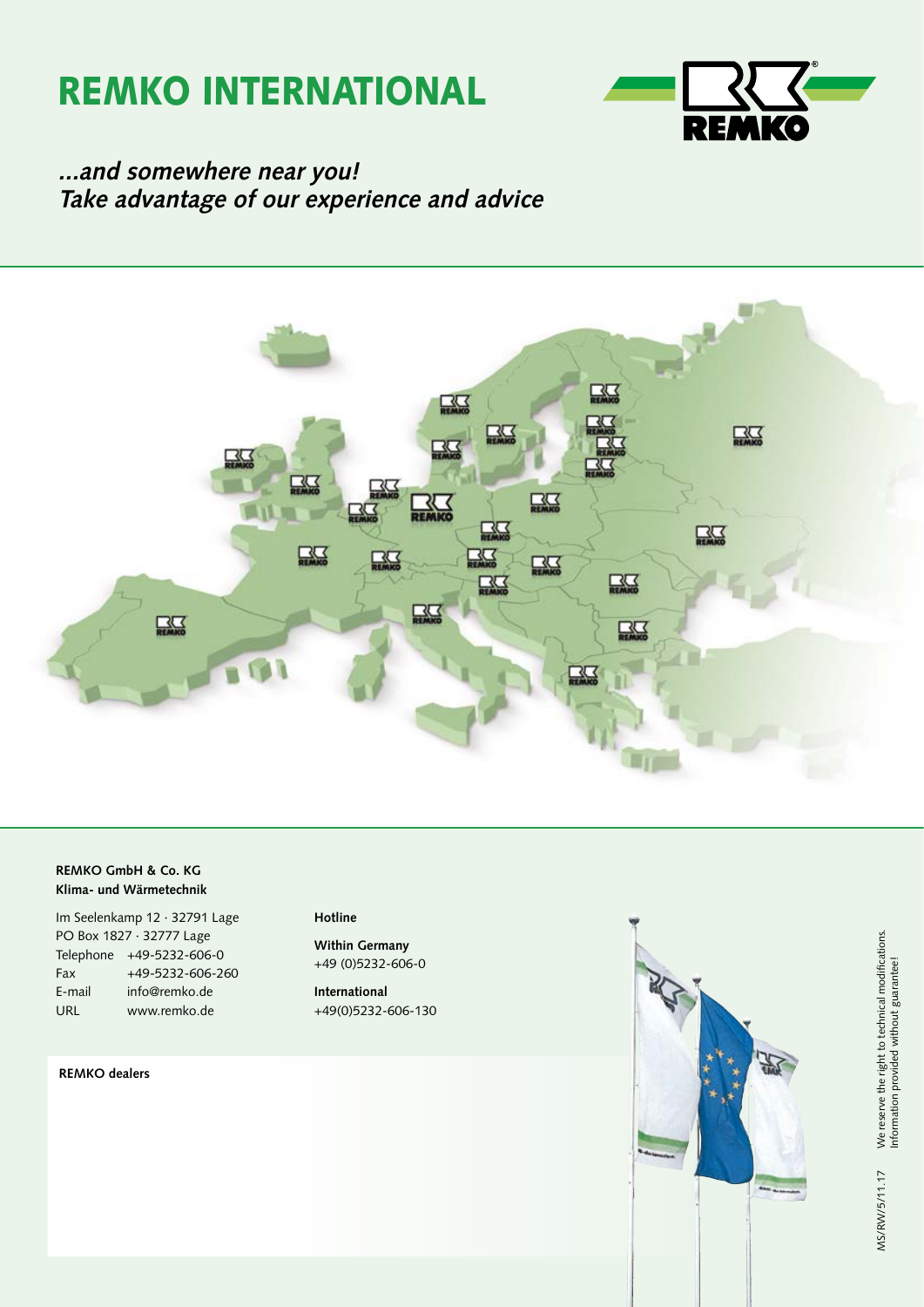# REMKO INTERNATIONAL

***...and somewhere near you!***
***Take advantage of our experience and advice***

**REMKO GmbH & Co. KG**
**Klima- und Wärmetechnik**

Im Seelenkamp 12 · 32791 Lage
PO Box 1827 · 32777 Lage

| | |
|---|---|
| Telephone | +49-5232-606-0 |
| Fax | +49-5232-606-260 |
| E-mail | info@remko.de |
| URL | www.remko.de |

**Hotline**

**Within Germany**
+49 (0)5232-606-0

**International**
+49(0)5232-606-130

**REMKO dealers**

MS/RW/5/11.17 We reserve the right to technical modifications. Information provided without guarantee!